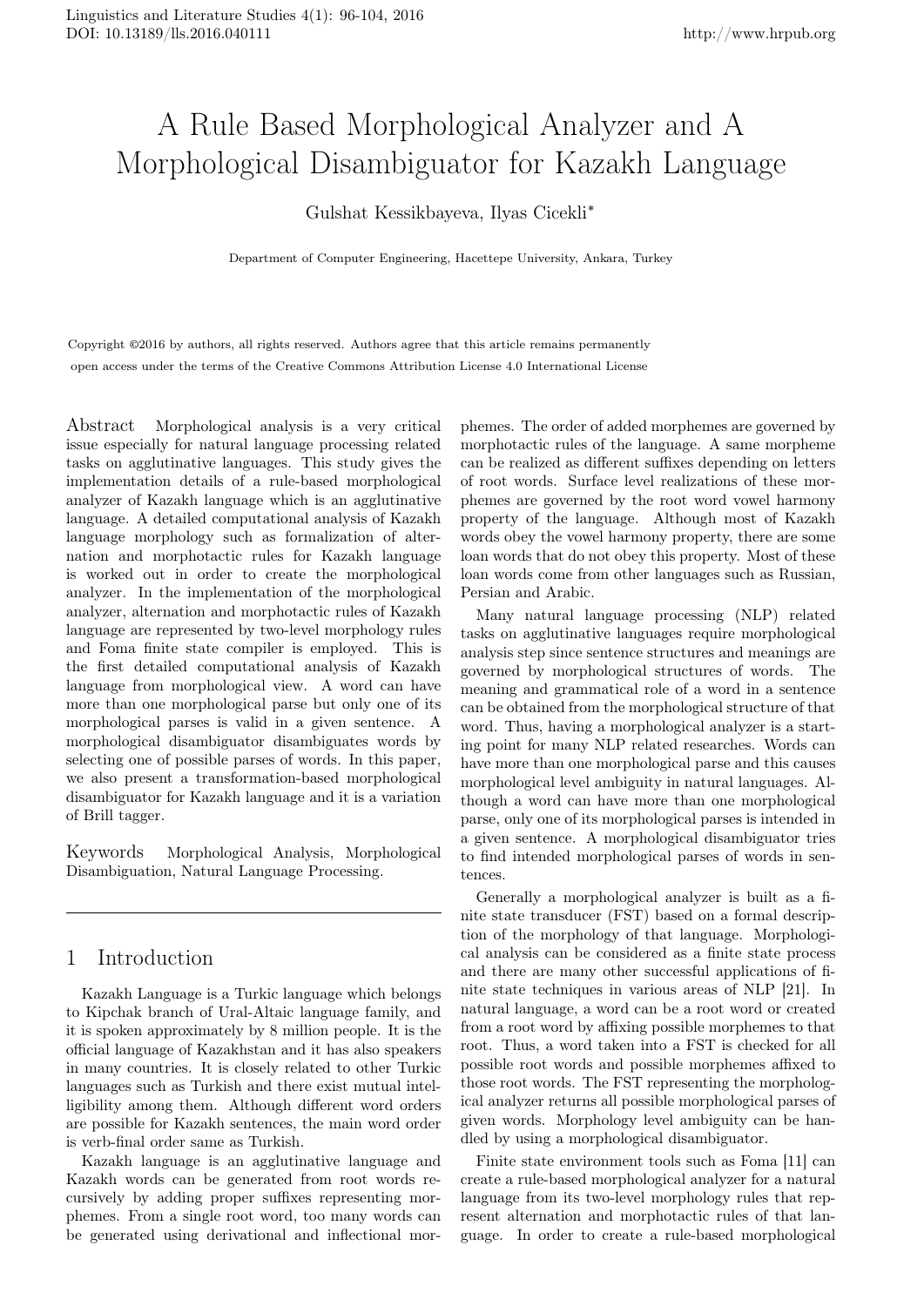# A Rule Based Morphological Analyzer and A Morphological Disambiguator for Kazakh Language

Gulshat Kessikbayeva, Ilyas Cicekli*

Department of Computer Engineering, Hacettepe University, Ankara, Turkey

Copyright ©2016 by authors, all rights reserved. Authors agree that this article remains permanently open access under the terms of the Creative Commons Attribution License 4.0 International License

**Abstract** Morphological analysis is a very critical issue especially for natural language processing related tasks on agglutinative languages. This study gives the implementation details of a rule-based morphological analyzer of Kazakh language which is an agglutinative language. A detailed computational analysis of Kazakh language morphology such as formalization of alternation and morphotactic rules for Kazakh language is worked out in order to create the morphological analyzer. In the implementation of the morphological analyzer, alternation and morphotactic rules of Kazakh language are represented by two-level morphology rules and Foma finite state compiler is employed. This is the first detailed computational analysis of Kazakh language from morphological view. A word can have more than one morphological parse but only one of its morphological parses is valid in a given sentence. A morphological disambiguator disambiguates words by selecting one of possible parses of words. In this paper, we also present a transformation-based morphological disambiguator for Kazakh language and it is a variation of Brill tagger.

**Keywords** Morphological Analysis, Morphological Disambiguation, Natural Language Processing.

## 1 Introduction

Kazakh Language is a Turkic language which belongs to Kipchak branch of Ural-Altaic language family, and it is spoken approximately by 8 million people. It is the official language of Kazakhstan and it has also speakers in many countries. It is closely related to other Turkic languages such as Turkish and there exist mutual intelligibility among them. Although different word orders are possible for Kazakh sentences, the main word order is verb-final order same as Turkish.

Kazakh language is an agglutinative language and Kazakh words can be generated from root words recursively by adding proper suffixes representing morphemes. From a single root word, too many words can be generated using derivational and inflectional morphemes. The order of added morphemes are governed by morphotactic rules of the language. A same morpheme can be realized as different suffixes depending on letters of root words. Surface level realizations of these morphemes are governed by the root word vowel harmony property of the language. Although most of Kazakh words obey the vowel harmony property, there are some loan words that do not obey this property. Most of these loan words come from other languages such as Russian, Persian and Arabic.

Many natural language processing (NLP) related tasks on agglutinative languages require morphological analysis step since sentence structures and meanings are governed by morphological structures of words. The meaning and grammatical role of a word in a sentence can be obtained from the morphological structure of that word. Thus, having a morphological analyzer is a starting point for many NLP related researches. Words can have more than one morphological parse and this causes morphological level ambiguity in natural languages. Although a word can have more than one morphological parse, only one of its morphological parses is intended in a given sentence. A morphological disambiguator tries to find intended morphological parses of words in sentences.

Generally a morphological analyzer is built as a finite state transducer (FST) based on a formal description of the morphology of that language. Morphological analysis can be considered as a finite state process and there are many other successful applications of finite state techniques in various areas of NLP [21]. In natural language, a word can be a root word or created from a root word by affixing possible morphemes to that root. Thus, a word taken into a FST is checked for all possible root words and possible morphemes affixed to those root words. The FST representing the morphological analyzer returns all possible morphological parses of given words. Morphology level ambiguity can be handled by using a morphological disambiguator.

Finite state environment tools such as Foma [11] can create a rule-based morphological analyzer for a natural language from its two-level morphology rules that represent alternation and morphotactic rules of that language. In order to create a rule-based morphological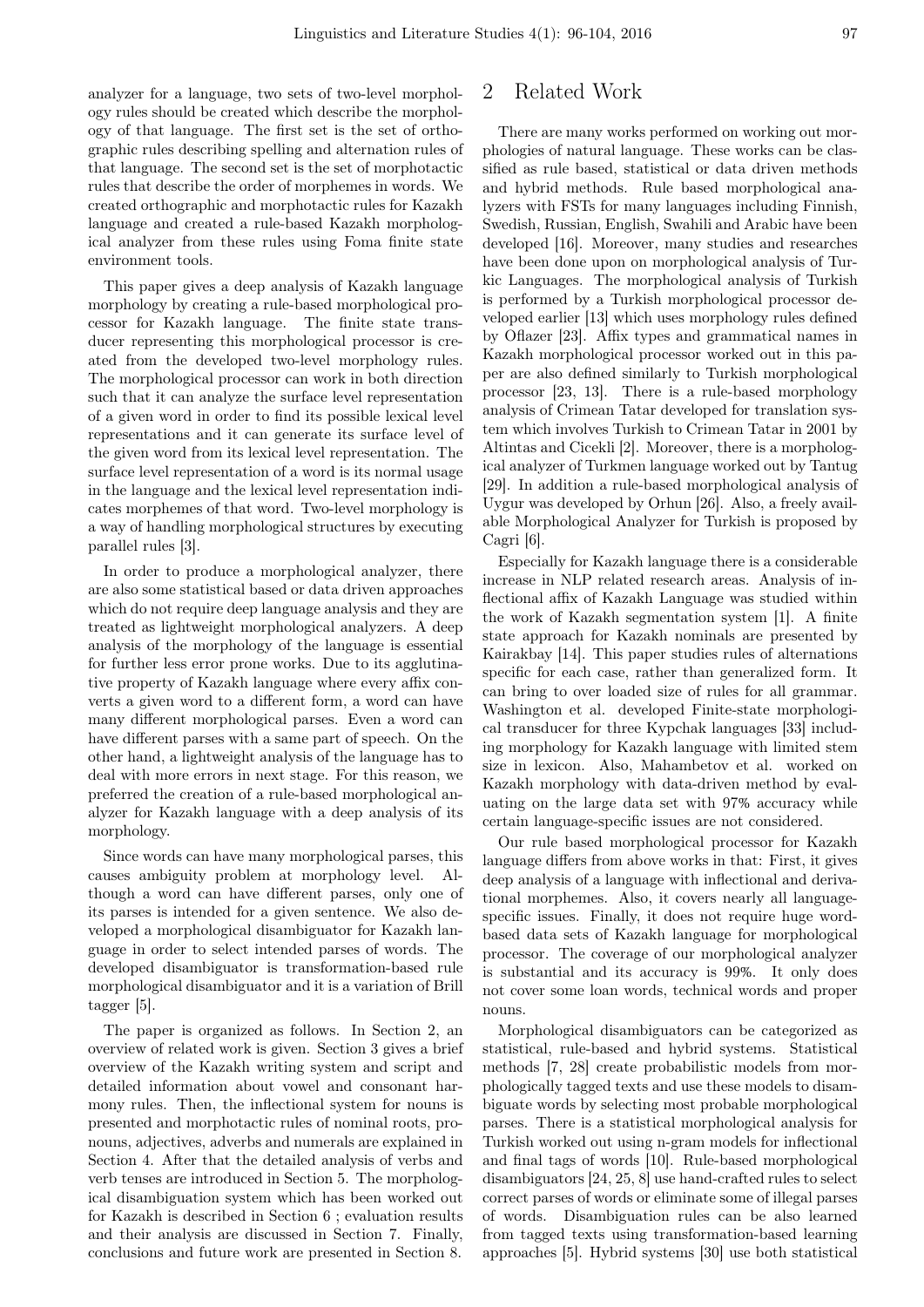analyzer for a language, two sets of two-level morphology rules should be created which describe the morphology of that language. The first set is the set of orthographic rules describing spelling and alternation rules of that language. The second set is the set of morphotactic rules that describe the order of morphemes in words. We created orthographic and morphotactic rules for Kazakh language and created a rule-based Kazakh morphological analyzer from these rules using Foma finite state environment tools.

This paper gives a deep analysis of Kazakh language morphology by creating a rule-based morphological processor for Kazakh language. The finite state transducer representing this morphological processor is created from the developed two-level morphology rules. The morphological processor can work in both direction such that it can analyze the surface level representation of a given word in order to find its possible lexical level representations and it can generate its surface level of the given word from its lexical level representation. The surface level representation of a word is its normal usage in the language and the lexical level representation indicates morphemes of that word. Two-level morphology is a way of handling morphological structures by executing parallel rules [3].

In order to produce a morphological analyzer, there are also some statistical based or data driven approaches which do not require deep language analysis and they are treated as lightweight morphological analyzers. A deep analysis of the morphology of the language is essential for further less error prone works. Due to its agglutinative property of Kazakh language where every affix converts a given word to a different form, a word can have many different morphological parses. Even a word can have different parses with a same part of speech. On the other hand, a lightweight analysis of the language has to deal with more errors in next stage. For this reason, we preferred the creation of a rule-based morphological analyzer for Kazakh language with a deep analysis of its morphology.

Since words can have many morphological parses, this causes ambiguity problem at morphology level. Although a word can have different parses, only one of its parses is intended for a given sentence. We also developed a morphological disambiguator for Kazakh language in order to select intended parses of words. The developed disambiguator is transformation-based rule morphological disambiguator and it is a variation of Brill tagger [5].

The paper is organized as follows. In Section 2, an overview of related work is given. Section 3 gives a brief overview of the Kazakh writing system and script and detailed information about vowel and consonant harmony rules. Then, the inflectional system for nouns is presented and morphotactic rules of nominal roots, pronouns, adjectives, adverbs and numerals are explained in Section 4. After that the detailed analysis of verbs and verb tenses are introduced in Section 5. The morphological disambiguation system which has been worked out for Kazakh is described in Section 6 ; evaluation results and their analysis are discussed in Section 7. Finally, conclusions and future work are presented in Section 8.

## 2 Related Work

There are many works performed on working out morphologies of natural language. These works can be classified as rule based, statistical or data driven methods and hybrid methods. Rule based morphological analyzers with FSTs for many languages including Finnish, Swedish, Russian, English, Swahili and Arabic have been developed [16]. Moreover, many studies and researches have been done upon on morphological analysis of Turkic Languages. The morphological analysis of Turkish is performed by a Turkish morphological processor developed earlier [13] which uses morphology rules defined by Oflazer [23]. Affix types and grammatical names in Kazakh morphological processor worked out in this paper are also defined similarly to Turkish morphological processor [23, 13]. There is a rule-based morphology analysis of Crimean Tatar developed for translation system which involves Turkish to Crimean Tatar in 2001 by Altintas and Cicekli [2]. Moreover, there is a morphological analyzer of Turkmen language worked out by Tantug [29]. In addition a rule-based morphological analysis of Uygur was developed by Orhun [26]. Also, a freely available Morphological Analyzer for Turkish is proposed by Cagri [6].

Especially for Kazakh language there is a considerable increase in NLP related research areas. Analysis of inflectional affix of Kazakh Language was studied within the work of Kazakh segmentation system [1]. A finite state approach for Kazakh nominals are presented by Kairakbay [14]. This paper studies rules of alternations specific for each case, rather than generalized form. It can bring to over loaded size of rules for all grammar. Washington et al. developed Finite-state morphological transducer for three Kypchak languages [33] including morphology for Kazakh language with limited stem size in lexicon. Also, Mahambetov et al. worked on Kazakh morphology with data-driven method by evaluating on the large data set with 97% accuracy while certain language-specific issues are not considered.

Our rule based morphological processor for Kazakh language differs from above works in that: First, it gives deep analysis of a language with inflectional and derivational morphemes. Also, it covers nearly all language-specific issues. Finally, it does not require huge word-based data sets of Kazakh language for morphological processor. The coverage of our morphological analyzer is substantial and its accuracy is 99%. It only does not cover some loan words, technical words and proper nouns.

Morphological disambiguators can be categorized as statistical, rule-based and hybrid systems. Statistical methods [7, 28] create probabilistic models from morphologically tagged texts and use these models to disambiguate words by selecting most probable morphological parses. There is a statistical morphological analysis for Turkish worked out using n-gram models for inflectional and final tags of words [10]. Rule-based morphological disambiguators [24, 25, 8] use hand-crafted rules to select correct parses of words or eliminate some of illegal parses of words. Disambiguation rules can be also learned from tagged texts using transformation-based learning approaches [5]. Hybrid systems [30] use both statistical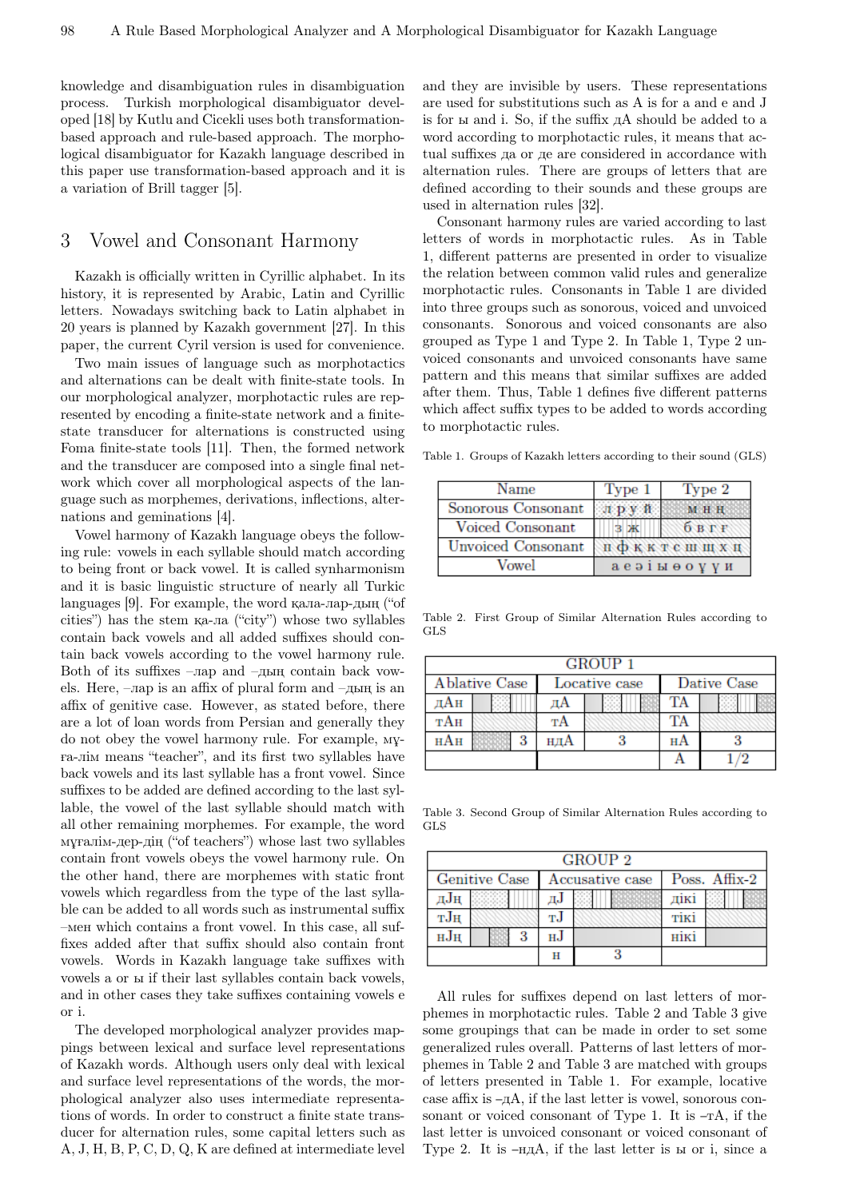knowledge and disambiguation rules in disambiguation process. Turkish morphological disambiguator developed [18] by Kutlu and Cicekli uses both transformation-based approach and rule-based approach. The morphological disambiguator for Kazakh language described in this paper use transformation-based approach and it is a variation of Brill tagger [5].

## 3 Vowel and Consonant Harmony

Kazakh is officially written in Cyrillic alphabet. In its history, it is represented by Arabic, Latin and Cyrillic letters. Nowadays switching back to Latin alphabet in 20 years is planned by Kazakh government [27]. In this paper, the current Cyril version is used for convenience.

Two main issues of language such as morphotactics and alternations can be dealt with finite-state tools. In our morphological analyzer, morphotactic rules are represented by encoding a finite-state network and a finite-state transducer for alternations is constructed using Foma finite-state tools [11]. Then, the formed network and the transducer are composed into a single final network which cover all morphological aspects of the language such as morphemes, derivations, inflections, alternations and geminations [4].

Vowel harmony of Kazakh language obeys the following rule: vowels in each syllable should match according to being front or back vowel. It is called synharmonism and it is basic linguistic structure of nearly all Turkic languages [9]. For example, the word қала-лар-дың ("of cities") has the stem қа-ла ("city") whose two syllables contain back vowels and all added suffixes should contain back vowels according to the vowel harmony rule. Both of its suffixes –лар and –дың contain back vowels. Here, –лар is an affix of plural form and –дың is an affix of genitive case. However, as stated before, there are a lot of loan words from Persian and generally they do not obey the vowel harmony rule. For example, мұ-ға-лім means "teacher", and its first two syllables have back vowels and its last syllable has a front vowel. Since suffixes to be added are defined according to the last syllable, the vowel of the last syllable should match with all other remaining morphemes. For example, the word мұғалім-дер-дің ("of teachers") whose last two syllables contain front vowels obeys the vowel harmony rule. On the other hand, there are morphemes with static front vowels which regardless from the type of the last syllable can be added to all words such as instrumental suffix –мен which contains a front vowel. In this case, all suffixes added after that suffix should also contain front vowels. Words in Kazakh language take suffixes with vowels а or ы if their last syllables contain back vowels, and in other cases they take suffixes containing vowels е or і.

The developed morphological analyzer provides mappings between lexical and surface level representations of Kazakh words. Although users only deal with lexical and surface level representations of the words, the morphological analyzer also uses intermediate representations of words. In order to construct a finite state transducer for alternation rules, some capital letters such as A, J, H, B, P, C, D, Q, K are defined at intermediate level and they are invisible by users. These representations are used for substitutions such as A is for а and е and J is for ы and і. So, if the suffix дA should be added to a word according to morphotactic rules, it means that actual suffixes да or де are considered in accordance with alternation rules. There are groups of letters that are defined according to their sounds and these groups are used in alternation rules [32].

Consonant harmony rules are varied according to last letters of words in morphotactic rules. As in Table 1, different patterns are presented in order to visualize the relation between common valid rules and generalize morphotactic rules. Consonants in Table 1 are divided into three groups such as sonorous, voiced and unvoiced consonants. Sonorous and voiced consonants are also grouped as Type 1 and Type 2. In Table 1, Type 2 unvoiced consonants and unvoiced consonants have same pattern and this means that similar suffixes are added after them. Thus, Table 1 defines five different patterns which affect suffix types to be added to words according to morphotactic rules.

Table 1. Groups of Kazakh letters according to their sound (GLS)

| Name | Type 1 | Type 2 |
|---|---|---|
| Sonorous Consonant | л р у й | м н ң |
| Voiced Consonant | з ж | б в г ғ |
| Unvoiced Consonant | п ф қ к т с ш щ х ц | |
| Vowel | а е ә і ы ө о ұ ү и | |

Table 2. First Group of Similar Alternation Rules according to GLS

| GROUP 1 | | | | | |
|---|---|---|---|---|---|
| Ablative Case | | Locative case | | Dative Case | |
| дAн | | дA | | ТA | |
| тAн | | тA | | ТA | |
| нAн | 3 | ндA | 3 | нA | 3 |
| | | | | A | 1/2 |

Table 3. Second Group of Similar Alternation Rules according to GLS

| GROUP 2 | | | | | |
|---|---|---|---|---|---|
| Genitive Case | | Accusative case | | Poss. Affix-2 | |
| дJң | | дJ | | дікі | |
| тJң | | тJ | | тікі | |
| нJң | 3 | нJ | | нікі | |
| | | н | 3 | | |

All rules for suffixes depend on last letters of morphemes in morphotactic rules. Table 2 and Table 3 give some groupings that can be made in order to set some generalized rules overall. Patterns of last letters of morphemes in Table 2 and Table 3 are matched with groups of letters presented in Table 1. For example, locative case affix is –дA, if the last letter is vowel, sonorous consonant or voiced consonant of Type 1. It is –тA, if the last letter is unvoiced consonant or voiced consonant of Type 2. It is –ндA, if the last letter is ы or і, since a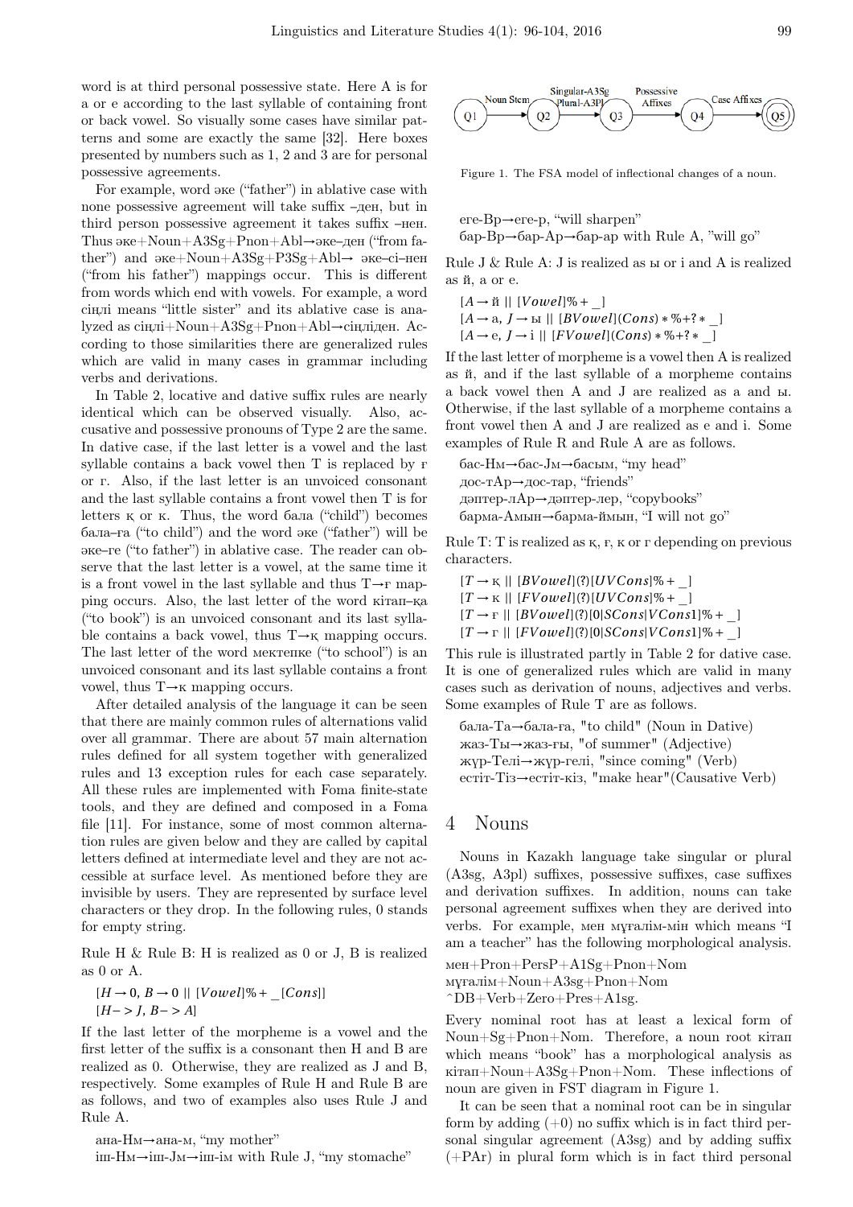word is at third personal possessive state. Here A is for a or e according to the last syllable of containing front or back vowel. So visually some cases have similar patterns and some are exactly the same [32]. Here boxes presented by numbers such as 1, 2 and 3 are for personal possessive agreements.

For example, word әке ("father") in ablative case with none possessive agreement will take suffix –ден, but in third person possessive agreement it takes suffix –нен. Thus әке+Noun+A3Sg+Pnon+Abl→әке–ден ("from father") and әке+Noun+A3Sg+P3Sg+Abl→ әке–сі–нен ("from his father") mappings occur. This is different from words which end with vowels. For example, a word сіңлі means "little sister" and its ablative case is analyzed as сіңлі+Noun+A3Sg+Pnon+Abl→сіңліден. According to those similarities there are generalized rules which are valid in many cases in grammar including verbs and derivations.

In Table 2, locative and dative suffix rules are nearly identical which can be observed visually. Also, accusative and possessive pronouns of Type 2 are the same. In dative case, if the last letter is a vowel and the last syllable contains a back vowel then T is replaced by ғ or г. Also, if the last letter is an unvoiced consonant and the last syllable contains a front vowel then T is for letters қ or к. Thus, the word бала ("child") becomes бала–ға ("to child") and the word әке ("father") will be әке–ге ("to father") in ablative case. The reader can observe that the last letter is a vowel, at the same time it is a front vowel in the last syllable and thus T→г mapping occurs. Also, the last letter of the word кітап–қа ("to book") is an unvoiced consonant and its last syllable contains a back vowel, thus T→қ mapping occurs. The last letter of the word мектепке ("to school") is an unvoiced consonant and its last syllable contains a front vowel, thus T→к mapping occurs.

After detailed analysis of the language it can be seen that there are mainly common rules of alternations valid over all grammar. There are about 57 main alternation rules defined for all system together with generalized rules and 13 exception rules for each case separately. All these rules are implemented with Foma finite-state tools, and they are defined and composed in a Foma file [11]. For instance, some of most common alternation rules are given below and they are called by capital letters defined at intermediate level and they are not accessible at surface level. As mentioned before they are invisible by users. They are represented by surface level characters or they drop. In the following rules, 0 stands for empty string.

Rule H & Rule B: H is realized as 0 or J, B is realized as 0 or A.

$[H \rightarrow 0,\ B \rightarrow 0\ ||\ [Vowel]\%+\ \_[Cons]]$
$[H -> J,\ B -> A]$

If the last letter of the morpheme is a vowel and the first letter of the suffix is a consonant then H and B are realized as 0. Otherwise, they are realized as J and B, respectively. Some examples of Rule H and Rule B are as follows, and two of examples also uses Rule J and Rule A.

ана-Нм→ана-м, "my mother"
іш-Нм→іш-Jм→іш-ім with Rule J, "my stomache"
еге-Вр→еге-р, "will sharpen"
бар-Вр→бар-Ар→бар-ар with Rule A, "will go"

Rule J & Rule A: J is realized as ы or і and A is realized as й, а or е.

$[A \rightarrow \text{й}\ ||\ [Vowel]\%+\ \_]$
$[A \rightarrow \text{а},\ J \rightarrow \text{ы}\ ||\ [BVowel](Cons)*\%+?*\ \_]$
$[A \rightarrow \text{е},\ J \rightarrow \text{і}\ ||\ [FVowel](Cons)*\%+?*\ \_]$

If the last letter of morpheme is a vowel then A is realized as й, and if the last syllable of a morpheme contains a back vowel then A and J are realized as а and ы. Otherwise, if the last syllable of a morpheme contains a front vowel then A and J are realized as е and і. Some examples of Rule R and Rule A are as follows.

бас-Нм→бас-Jм→басым, "my head"
дос-тАр→дос-тар, "friends"
дәптер-лАр→дәптер-лер, "copybooks"
барма-Амын→барма-ймын, "I will not go"

Rule T: T is realized as қ, ғ, к or г depending on previous characters.

$[T \rightarrow \text{қ}\ ||\ [BVowel](?)[UVCons]\%+\ \_]$
$[T \rightarrow \text{к}\ ||\ [FVowel](?)[UVCons]\%+\ \_]$
$[T \rightarrow \text{ғ}\ ||\ [BVowel](?)[0|SCons|VCons1]\%+\ \_]$
$[T \rightarrow \text{г}\ ||\ [FVowel](?)[0|SCons|VCons1]\%+\ \_]$

This rule is illustrated partly in Table 2 for dative case. It is one of generalized rules which are valid in many cases such as derivation of nouns, adjectives and verbs. Some examples of Rule T are as follows.

бала-Та→бала-ға, "to child" (Noun in Dative)
жаз-Ты→жаз-ғы, "of summer" (Adjective)
жүр-Телі→жүр-гелі, "since coming" (Verb)
естіт-Тіз→естіт-кіз, "make hear"(Causative Verb)

Q1 —Noun Stem→ Q2 —Singular-A3Sg / Plural-A3Pl→ Q3 —Possessive Affixes→ Q4 —Case Affixes→ Q5

Figure 1. The FSA model of inflectional changes of a noun.

## 4 Nouns

Nouns in Kazakh language take singular or plural (A3sg, A3pl) suffixes, possessive suffixes, case suffixes and derivation suffixes. In addition, nouns can take personal agreement suffixes when they are derived into verbs. For example, мен мұғалім-мін which means "I am a teacher" has the following morphological analysis.

мен+Pron+PersP+A1Sg+Pnon+Nom
мұғалім+Noun+A3sg+Pnon+Nom
^DB+Verb+Zero+Pres+A1sg.

Every nominal root has at least a lexical form of Noun+Sg+Pnon+Nom. Therefore, a noun root кітап which means "book" has a morphological analysis as кітап+Noun+A3Sg+Pnon+Nom. These inflections of noun are given in FST diagram in Figure 1.

It can be seen that a nominal root can be in singular form by adding (+0) no suffix which is in fact third personal singular agreement (A3sg) and by adding suffix (+PAr) in plural form which is in fact third personal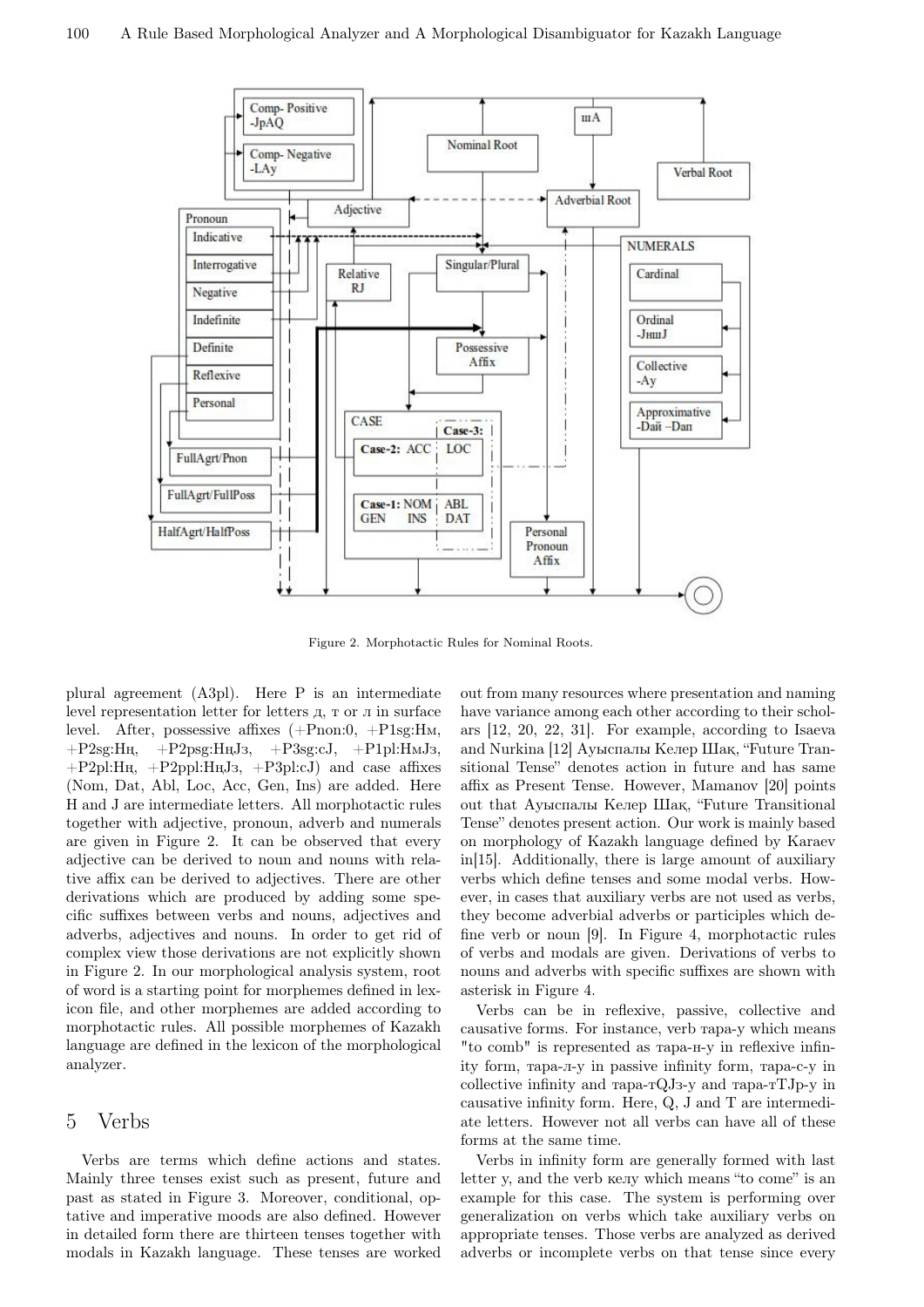Figure 2. Morphotactic Rules for Nominal Roots.

plural agreement (A3pl). Here P is an intermediate level representation letter for letters д, т or л in surface level. After, possessive affixes (+Pnon:0, +P1sg:Hм, +P2sg:Hң, +P2psg:HңJз, +P3sg:cJ, +P1pl:HмJз, +P2pl:Hң, +P2ppl:HңJз, +P3pl:cJ) and case affixes (Nom, Dat, Abl, Loc, Acc, Gen, Ins) are added. Here H and J are intermediate letters. All morphotactic rules together with adjective, pronoun, adverb and numerals are given in Figure 2. It can be observed that every adjective can be derived to noun and nouns with relative affix can be derived to adjectives. There are other derivations which are produced by adding some specific suffixes between verbs and nouns, adjectives and adverbs, adjectives and nouns. In order to get rid of complex view those derivations are not explicitly shown in Figure 2. In our morphological analysis system, root of word is a starting point for morphemes defined in lexicon file, and other morphemes are added according to morphotactic rules. All possible morphemes of Kazakh language are defined in the lexicon of the morphological analyzer.

## 5 Verbs

Verbs are terms which define actions and states. Mainly three tenses exist such as present, future and past as stated in Figure 3. Moreover, conditional, optative and imperative moods are also defined. However in detailed form there are thirteen tenses together with modals in Kazakh language. These tenses are worked out from many resources where presentation and naming have variance among each other according to their scholars [12, 20, 22, 31]. For example, according to Isaeva and Nurkina [12] Ауыспалы Келер Шақ, "Future Transitional Tense" denotes action in future and has same affix as Present Tense. However, Mamanov [20] points out that Ауыспалы Келер Шақ, "Future Transitional Tense" denotes present action. Our work is mainly based on morphology of Kazakh language defined by Karaev in[15]. Additionally, there is large amount of auxiliary verbs which define tenses and some modal verbs. However, in cases that auxiliary verbs are not used as verbs, they become adverbial adverbs or participles which define verb or noun [9]. In Figure 4, morphotactic rules of verbs and modals are given. Derivations of verbs to nouns and adverbs with specific suffixes are shown with asterisk in Figure 4.

Verbs can be in reflexive, passive, collective and causative forms. For instance, verb тара-у which means "to comb" is represented as тара-н-у in reflexive infinity form, тара-л-у in passive infinity form, тара-с-у in collective infinity and тара-тQJз-у and тара-тTJр-у in causative infinity form. Here, Q, J and T are intermediate letters. However not all verbs can have all of these forms at the same time.

Verbs in infinity form are generally formed with last letter у, and the verb келу which means "to come" is an example for this case. The system is performing over generalization on verbs which take auxiliary verbs on appropriate tenses. Those verbs are analyzed as derived adverbs or incomplete verbs on that tense since every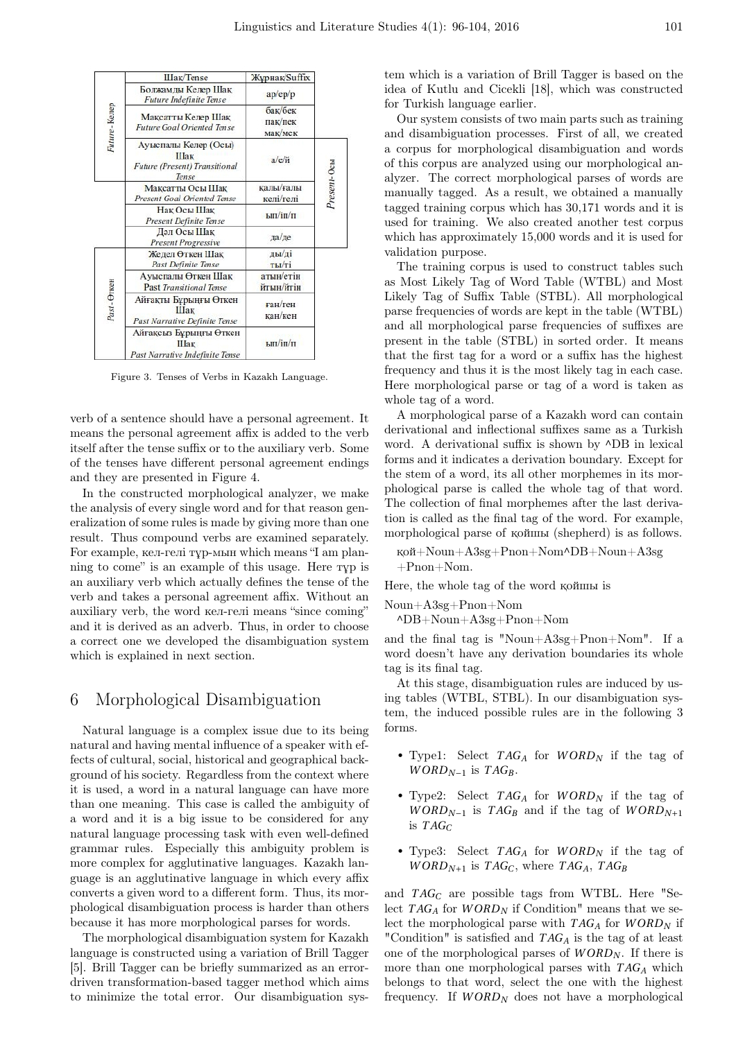| | Шақ/Tense | Жұрнақ/Suffix | |
|---|---|---|---|
| Future-Келер | Болжамды Келер Шақ *Future Indefinite Tense* | ар/ер/р | |
| | Мақсатты Келер Шақ *Future Goal Oriented Tense* | бақ/бек пақ/пек мақ/мек | |
| | Ауыспалы Келер (Осы) Шақ *Future (Present) Transitional Tense* | а/е/й | Present-Осы |
| | Мақсатты Осы Шақ *Present Goal Oriented Tense* | қалы/ғалы келі/гелі | |
| | Нақ Осы Шақ *Present Definite Tense* | ып/іп/п | |
| | Дәл Осы Шақ *Present Progressive* | да/де | |
| Past-Өткен | Жедел Өткен Шақ *Past Definite Tense* | ды/ді ты/ті | |
| | Ауыспалы Өткен Шақ Past *Transitional Tense* | атын/етін йтын/йтін | |
| | Айғақты Бұрынғы Өткен Шақ *Past Narrative Definite Tense* | ған/ген қан/кен | |
| | Айғақсыз Бұрынғы Өткен Шақ *Past Narrative Indefinite Tense* | ып/іп/п | |

Figure 3. Tenses of Verbs in Kazakh Language.

verb of a sentence should have a personal agreement. It means the personal agreement affix is added to the verb itself after the tense suffix or to the auxiliary verb. Some of the tenses have different personal agreement endings and they are presented in Figure 4.

In the constructed morphological analyzer, we make the analysis of every single word and for that reason generalization of some rules is made by giving more than one result. Thus compound verbs are examined separately. For example, кел-гелі тұр-мын which means "I am planning to come" is an example of this usage. Here тұр is an auxiliary verb which actually defines the tense of the verb and takes a personal agreement affix. Without an auxiliary verb, the word кел-гелі means "since coming" and it is derived as an adverb. Thus, in order to choose a correct one we developed the disambiguation system which is explained in next section.

# 6 Morphological Disambiguation

Natural language is a complex issue due to its being natural and having mental influence of a speaker with effects of cultural, social, historical and geographical background of his society. Regardless from the context where it is used, a word in a natural language can have more than one meaning. This case is called the ambiguity of a word and it is a big issue to be considered for any natural language processing task with even well-defined grammar rules. Especially this ambiguity problem is more complex for agglutinative languages. Kazakh language is an agglutinative language in which every affix converts a given word to a different form. Thus, its morphological disambiguation process is harder than others because it has more morphological parses for words.

The morphological disambiguation system for Kazakh language is constructed using a variation of Brill Tagger [5]. Brill Tagger can be briefly summarized as an error-driven transformation-based tagger method which aims to minimize the total error. Our disambiguation system which is a variation of Brill Tagger is based on the idea of Kutlu and Cicekli [18], which was constructed for Turkish language earlier.

Our system consists of two main parts such as training and disambiguation processes. First of all, we created a corpus for morphological disambiguation and words of this corpus are analyzed using our morphological analyzer. The correct morphological parses of words are manually tagged. As a result, we obtained a manually tagged training corpus which has 30,171 words and it is used for training. We also created another test corpus which has approximately 15,000 words and it is used for validation purpose.

The training corpus is used to construct tables such as Most Likely Tag of Word Table (WTBL) and Most Likely Tag of Suffix Table (STBL). All morphological parse frequencies of words are kept in the table (WTBL) and all morphological parse frequencies of suffixes are present in the table (STBL) in sorted order. It means that the first tag for a word or a suffix has the highest frequency and thus it is the most likely tag in each case. Here morphological parse or tag of a word is taken as whole tag of a word.

A morphological parse of a Kazakh word can contain derivational and inflectional suffixes same as a Turkish word. A derivational suffix is shown by ^DB in lexical forms and it indicates a derivation boundary. Except for the stem of a word, its all other morphemes in its morphological parse is called the whole tag of that word. The collection of final morphemes after the last derivation is called as the final tag of the word. For example, morphological parse of қойшы (shepherd) is as follows.

қой+Noun+A3sg+Pnon+Nom^DB+Noun+A3sg+Pnon+Nom.

Here, the whole tag of the word қойшы is

Noun+A3sg+Pnon+Nom^DB+Noun+A3sg+Pnon+Nom

and the final tag is "Noun+A3sg+Pnon+Nom". If a word doesn't have any derivation boundaries its whole tag is its final tag.

At this stage, disambiguation rules are induced by using tables (WTBL, STBL). In our disambiguation system, the induced possible rules are in the following 3 forms.

- Type1: Select $TAG_A$ for $WORD_N$ if the tag of $WORD_{N-1}$ is $TAG_B$.
- Type2: Select $TAG_A$ for $WORD_N$ if the tag of $WORD_{N-1}$ is $TAG_B$ and if the tag of $WORD_{N+1}$ is $TAG_C$
- Type3: Select $TAG_A$ for $WORD_N$ if the tag of $WORD_{N+1}$ is $TAG_C$, where $TAG_A$, $TAG_B$

and $TAG_C$ are possible tags from WTBL. Here "Select $TAG_A$ for $WORD_N$ if Condition" means that we select the morphological parse with $TAG_A$ for $WORD_N$ if "Condition" is satisfied and $TAG_A$ is the tag of at least one of the morphological parses of $WORD_N$. If there is more than one morphological parses with $TAG_A$ which belongs to that word, select the one with the highest frequency. If $WORD_N$ does not have a morphological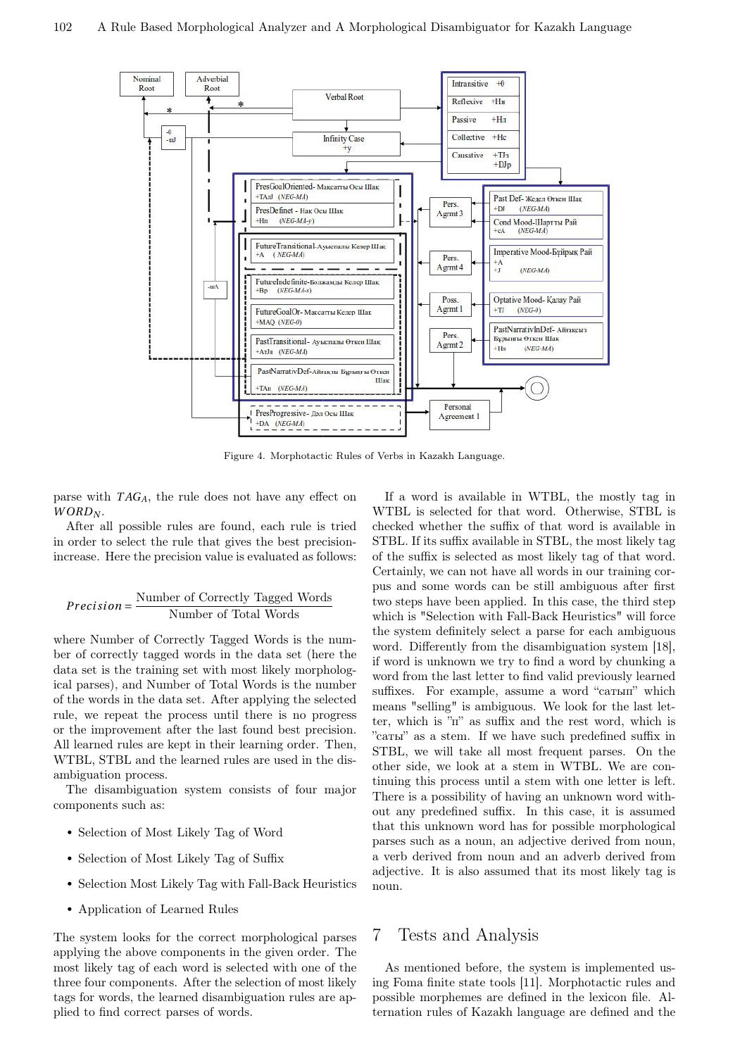Figure 4. Morphotactic Rules of Verbs in Kazakh Language.

parse with $TAG_A$, the rule does not have any effect on $WORD_N$.

After all possible rules are found, each rule is tried in order to select the rule that gives the best precision-increase. Here the precision value is evaluated as follows:

$$Precision = \frac{\text{Number of Correctly Tagged Words}}{\text{Number of Total Words}}$$

where Number of Correctly Tagged Words is the number of correctly tagged words in the data set (here the data set is the training set with most likely morphological parses), and Number of Total Words is the number of the words in the data set. After applying the selected rule, we repeat the process until there is no progress or the improvement after the last found best precision. All learned rules are kept in their learning order. Then, WTBL, STBL and the learned rules are used in the disambiguation process.

The disambiguation system consists of four major components such as:

- Selection of Most Likely Tag of Word
- Selection of Most Likely Tag of Suffix
- Selection Most Likely Tag with Fall-Back Heuristics
- Application of Learned Rules

The system looks for the correct morphological parses applying the above components in the given order. The most likely tag of each word is selected with one of the three four components. After the selection of most likely tags for words, the learned disambiguation rules are applied to find correct parses of words.

If a word is available in WTBL, the mostly tag in WTBL is selected for that word. Otherwise, STBL is checked whether the suffix of that word is available in STBL. If its suffix available in STBL, the most likely tag of the suffix is selected as most likely tag of that word. Certainly, we can not have all words in our training corpus and some words can be still ambiguous after first two steps have been applied. In this case, the third step which is "Selection with Fall-Back Heuristics" will force the system definitely select a parse for each ambiguous word. Differently from the disambiguation system [18], if word is unknown we try to find a word by chunking a word from the last letter to find valid previously learned suffixes. For example, assume a word "сатып" which means "selling" is ambiguous. We look for the last letter, which is "п" as suffix and the rest word, which is "сатып" as a stem. If we have such predefined suffix in STBL, we will take all most frequent parses. On the other side, we look at a stem in WTBL. We are continuing this process until a stem with one letter is left. There is a possibility of having an unknown word without any predefined suffix. In this case, it is assumed that this unknown word has for possible morphological parses such as a noun, an adjective derived from noun, a verb derived from noun and an adverb derived from adjective. It is also assumed that its most likely tag is noun.

## 7 Tests and Analysis

As mentioned before, the system is implemented using Foma finite state tools [11]. Morphotactic rules and possible morphemes are defined in the lexicon file. Alternation rules of Kazakh language are defined and the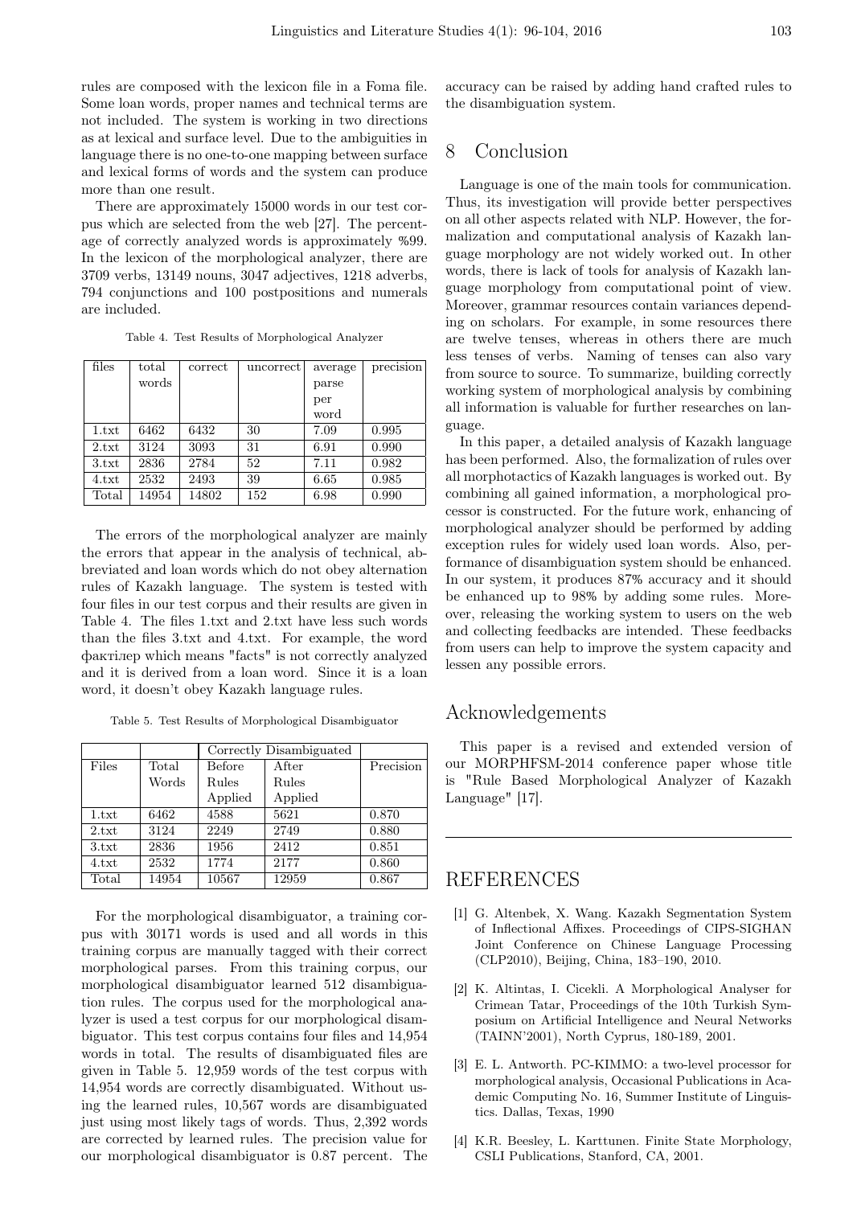rules are composed with the lexicon file in a Foma file. Some loan words, proper names and technical terms are not included. The system is working in two directions as at lexical and surface level. Due to the ambiguities in language there is no one-to-one mapping between surface and lexical forms of words and the system can produce more than one result.

There are approximately 15000 words in our test corpus which are selected from the web [27]. The percentage of correctly analyzed words is approximately %99. In the lexicon of the morphological analyzer, there are 3709 verbs, 13149 nouns, 3047 adjectives, 1218 adverbs, 794 conjunctions and 100 postpositions and numerals are included.

Table 4. Test Results of Morphological Analyzer

| files | total words | correct | uncorrect | average parse per word | precision |
|---|---|---|---|---|---|
| 1.txt | 6462 | 6432 | 30 | 7.09 | 0.995 |
| 2.txt | 3124 | 3093 | 31 | 6.91 | 0.990 |
| 3.txt | 2836 | 2784 | 52 | 7.11 | 0.982 |
| 4.txt | 2532 | 2493 | 39 | 6.65 | 0.985 |
| Total | 14954 | 14802 | 152 | 6.98 | 0.990 |

The errors of the morphological analyzer are mainly the errors that appear in the analysis of technical, abbreviated and loan words which do not obey alternation rules of Kazakh language. The system is tested with four files in our test corpus and their results are given in Table 4. The files 1.txt and 2.txt have less such words than the files 3.txt and 4.txt. For example, the word фактілер which means "facts" is not correctly analyzed and it is derived from a loan word. Since it is a loan word, it doesn't obey Kazakh language rules.

Table 5. Test Results of Morphological Disambiguator

| | | Correctly Disambiguated | | |
|---|---|---|---|---|
| Files | Total Words | Before Rules Applied | After Rules Applied | Precision |
| 1.txt | 6462 | 4588 | 5621 | 0.870 |
| 2.txt | 3124 | 2249 | 2749 | 0.880 |
| 3.txt | 2836 | 1956 | 2412 | 0.851 |
| 4.txt | 2532 | 1774 | 2177 | 0.860 |
| Total | 14954 | 10567 | 12959 | 0.867 |

For the morphological disambiguator, a training corpus with 30171 words is used and all words in this training corpus are manually tagged with their correct morphological parses. From this training corpus, our morphological disambiguator learned 512 disambiguation rules. The corpus used for the morphological analyzer is used a test corpus for our morphological disambiguator. This test corpus contains four files and 14,954 words in total. The results of disambiguated files are given in Table 5. 12,959 words of the test corpus with 14,954 words are correctly disambiguated. Without using the learned rules, 10,567 words are disambiguated just using most likely tags of words. Thus, 2,392 words are corrected by learned rules. The precision value for our morphological disambiguator is 0.87 percent. The accuracy can be raised by adding hand crafted rules to the disambiguation system.

## 8 Conclusion

Language is one of the main tools for communication. Thus, its investigation will provide better perspectives on all other aspects related with NLP. However, the formalization and computational analysis of Kazakh language morphology are not widely worked out. In other words, there is lack of tools for analysis of Kazakh language morphology from computational point of view. Moreover, grammar resources contain variances depending on scholars. For example, in some resources there are twelve tenses, whereas in others there are much less tenses of verbs. Naming of tenses can also vary from source to source. To summarize, building correctly working system of morphological analysis by combining all information is valuable for further researches on language.

In this paper, a detailed analysis of Kazakh language has been performed. Also, the formalization of rules over all morphotactics of Kazakh languages is worked out. By combining all gained information, a morphological processor is constructed. For the future work, enhancing of morphological analyzer should be performed by adding exception rules for widely used loan words. Also, performance of disambiguation system should be enhanced. In our system, it produces 87% accuracy and it should be enhanced up to 98% by adding some rules. Moreover, releasing the working system to users on the web and collecting feedbacks are intended. These feedbacks from users can help to improve the system capacity and lessen any possible errors.

## Acknowledgements

This paper is a revised and extended version of our MORPHFSM-2014 conference paper whose title is "Rule Based Morphological Analyzer of Kazakh Language" [17].

## REFERENCES

[1] G. Altenbek, X. Wang. Kazakh Segmentation System of Inflectional Affixes. Proceedings of CIPS-SIGHAN Joint Conference on Chinese Language Processing (CLP2010), Beijing, China, 183–190, 2010.

[2] K. Altintas, I. Cicekli. A Morphological Analyser for Crimean Tatar, Proceedings of the 10th Turkish Symposium on Artificial Intelligence and Neural Networks (TAINN'2001), North Cyprus, 180-189, 2001.

[3] E. L. Antworth. PC-KIMMO: a two-level processor for morphological analysis, Occasional Publications in Academic Computing No. 16, Summer Institute of Linguistics. Dallas, Texas, 1990

[4] K.R. Beesley, L. Karttunen. Finite State Morphology, CSLI Publications, Stanford, CA, 2001.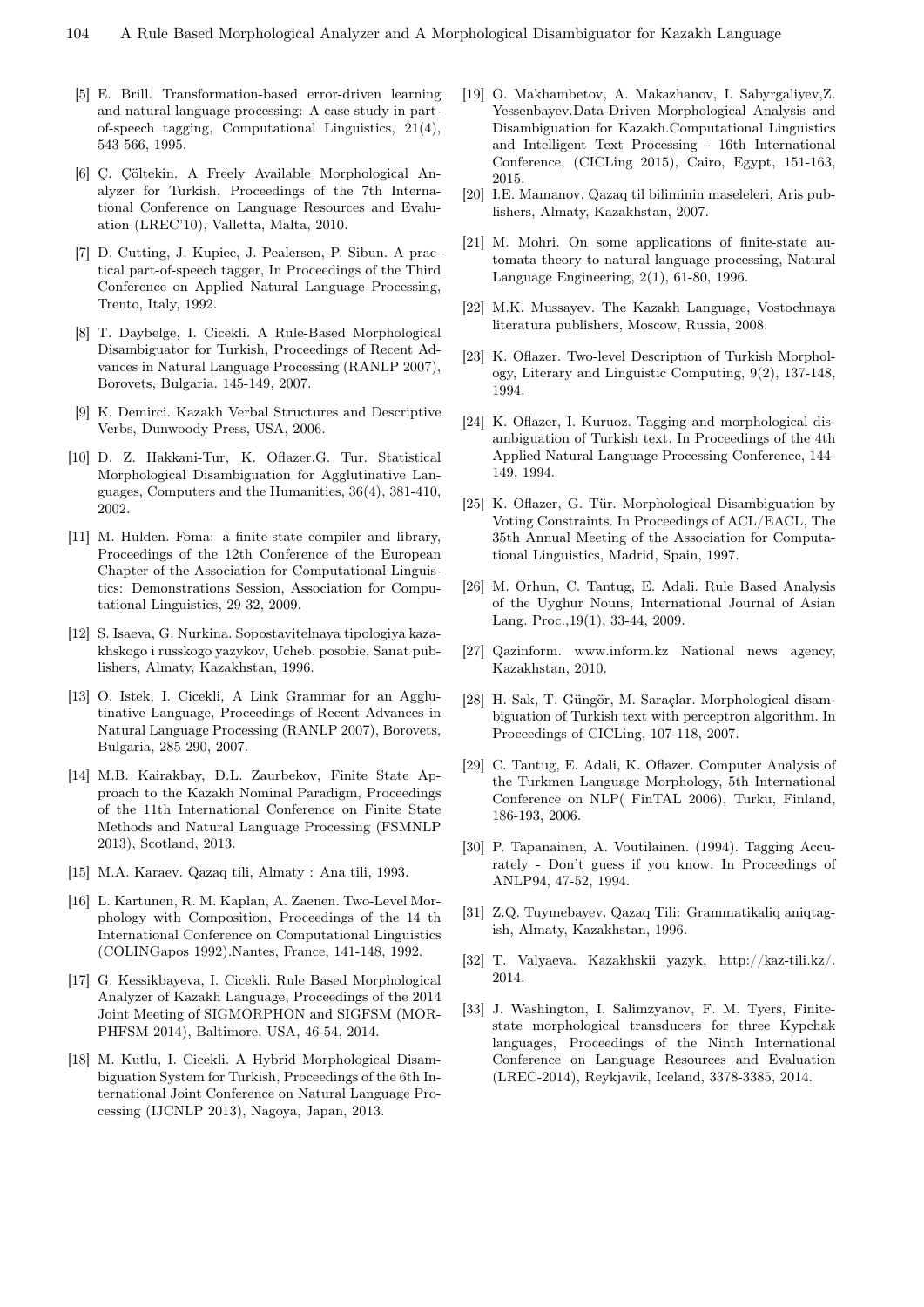[5] E. Brill. Transformation-based error-driven learning and natural language processing: A case study in part-of-speech tagging, Computational Linguistics, 21(4), 543-566, 1995.

[6] Ç. Çöltekin. A Freely Available Morphological Analyzer for Turkish, Proceedings of the 7th International Conference on Language Resources and Evaluation (LREC'10), Valletta, Malta, 2010.

[7] D. Cutting, J. Kupiec, J. Pealersen, P. Sibun. A practical part-of-speech tagger, In Proceedings of the Third Conference on Applied Natural Language Processing, Trento, Italy, 1992.

[8] T. Daybelge, I. Cicekli. A Rule-Based Morphological Disambiguator for Turkish, Proceedings of Recent Advances in Natural Language Processing (RANLP 2007), Borovets, Bulgaria. 145-149, 2007.

[9] K. Demirci. Kazakh Verbal Structures and Descriptive Verbs, Dunwoody Press, USA, 2006.

[10] D. Z. Hakkani-Tur, K. Oflazer,G. Tur. Statistical Morphological Disambiguation for Agglutinative Languages, Computers and the Humanities, 36(4), 381-410, 2002.

[11] M. Hulden. Foma: a finite-state compiler and library, Proceedings of the 12th Conference of the European Chapter of the Association for Computational Linguistics: Demonstrations Session, Association for Computational Linguistics, 29-32, 2009.

[12] S. Isaeva, G. Nurkina. Sopostavitelnaya tipologiya kazakhskogo i russkogo yazykov, Ucheb. posobie, Sanat publishers, Almaty, Kazakhstan, 1996.

[13] O. Istek, I. Cicekli, A Link Grammar for an Agglutinative Language, Proceedings of Recent Advances in Natural Language Processing (RANLP 2007), Borovets, Bulgaria, 285-290, 2007.

[14] M.B. Kairakbay, D.L. Zaurbekov, Finite State Approach to the Kazakh Nominal Paradigm, Proceedings of the 11th International Conference on Finite State Methods and Natural Language Processing (FSMNLP 2013), Scotland, 2013.

[15] M.A. Karaev. Qazaq tili, Almaty : Ana tili, 1993.

[16] L. Kartunen, R. M. Kaplan, A. Zaenen. Two-Level Morphology with Composition, Proceedings of the 14 th International Conference on Computational Linguistics (COLINGapos 1992).Nantes, France, 141-148, 1992.

[17] G. Kessikbayeva, I. Cicekli. Rule Based Morphological Analyzer of Kazakh Language, Proceedings of the 2014 Joint Meeting of SIGMORPHON and SIGFSM (MORPHFSM 2014), Baltimore, USA, 46-54, 2014.

[18] M. Kutlu, I. Cicekli. A Hybrid Morphological Disambiguation System for Turkish, Proceedings of the 6th International Joint Conference on Natural Language Processing (IJCNLP 2013), Nagoya, Japan, 2013.

[19] O. Makhambetov, A. Makazhanov, I. Sabyrgaliyev,Z. Yessenbayev.Data-Driven Morphological Analysis and Disambiguation for Kazakh.Computational Linguistics and Intelligent Text Processing - 16th International Conference, (CICLing 2015), Cairo, Egypt, 151-163, 2015.

[20] I.E. Mamanov. Qazaq til biliminin maseleleri, Aris publishers, Almaty, Kazakhstan, 2007.

[21] M. Mohri. On some applications of finite-state automata theory to natural language processing, Natural Language Engineering, 2(1), 61-80, 1996.

[22] M.K. Mussayev. The Kazakh Language, Vostochnaya literatura publishers, Moscow, Russia, 2008.

[23] K. Oflazer. Two-level Description of Turkish Morphology, Literary and Linguistic Computing, 9(2), 137-148, 1994.

[24] K. Oflazer, I. Kuruoz. Tagging and morphological disambiguation of Turkish text. In Proceedings of the 4th Applied Natural Language Processing Conference, 144-149, 1994.

[25] K. Oflazer, G. Tür. Morphological Disambiguation by Voting Constraints. In Proceedings of ACL/EACL, The 35th Annual Meeting of the Association for Computational Linguistics, Madrid, Spain, 1997.

[26] M. Orhun, C. Tantug, E. Adali. Rule Based Analysis of the Uyghur Nouns, International Journal of Asian Lang. Proc.,19(1), 33-44, 2009.

[27] Qazinform. www.inform.kz National news agency, Kazakhstan, 2010.

[28] H. Sak, T. Güngör, M. Saraçlar. Morphological disambiguation of Turkish text with perceptron algorithm. In Proceedings of CICLing, 107-118, 2007.

[29] C. Tantug, E. Adali, K. Oflazer. Computer Analysis of the Turkmen Language Morphology, 5th International Conference on NLP( FinTAL 2006), Turku, Finland, 186-193, 2006.

[30] P. Tapanainen, A. Voutilainen. (1994). Tagging Accurately - Don't guess if you know. In Proceedings of ANLP94, 47-52, 1994.

[31] Z.Q. Tuymebayev. Qazaq Tili: Grammatikaliq aniqtagish, Almaty, Kazakhstan, 1996.

[32] T. Valyaeva. Kazakhskii yazyk, http://kaz-tili.kz/. 2014.

[33] J. Washington, I. Salimzyanov, F. M. Tyers, Finite-state morphological transducers for three Kypchak languages, Proceedings of the Ninth International Conference on Language Resources and Evaluation (LREC-2014), Reykjavik, Iceland, 3378-3385, 2014.